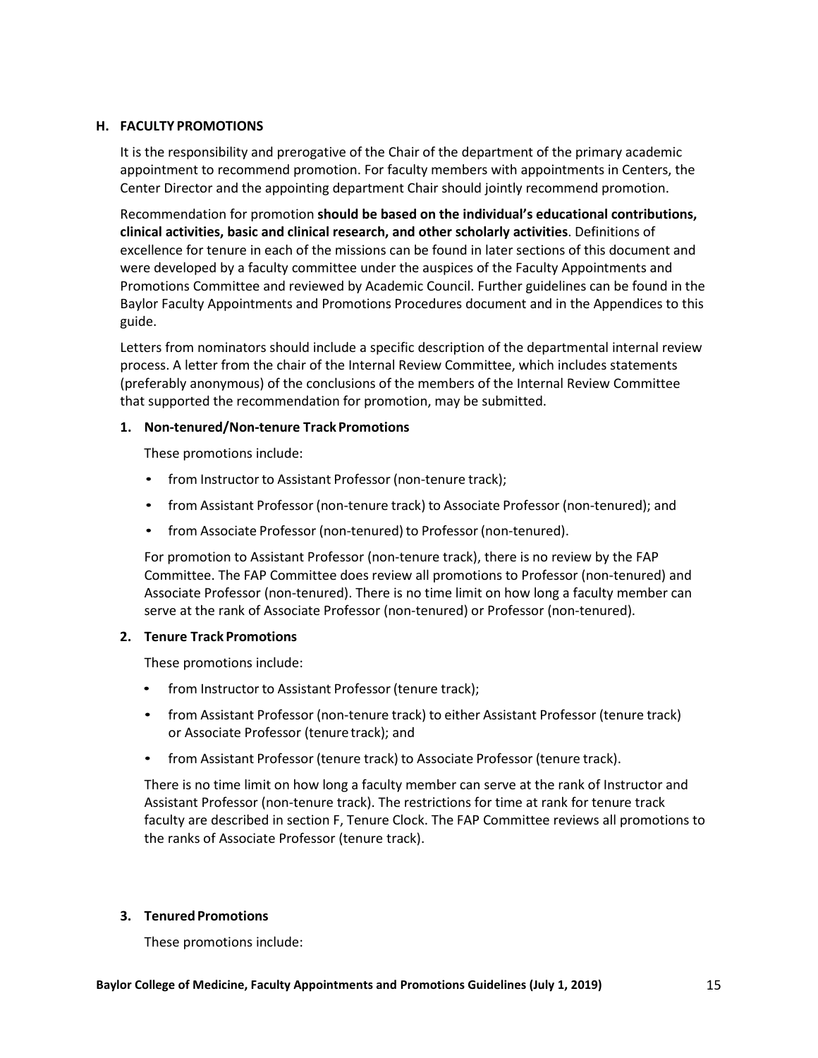## H. FACULTY PROMOTIONS

It is the responsibility and prerogative of the Chair of the department of the primary academic appointment to recommend promotion. For faculty members with appointments in Centers, the Center Director and the appointing department Chair should jointly recommend promotion.

Recommendation for promotion **should be based on the individual's educational contributions, clinical activities, basic and clinical research, and other scholarly activities**. Definitions of excellence for tenure in each of the missions can be found in later sections of this document and were developed by a faculty committee under the auspices of the Faculty Appointments and Promotions Committee and reviewed by Academic Council. Further guidelines can be found in the Baylor Faculty Appointments and Promotions Procedures document and in the Appendices to this guide.

Letters from nominators should include a specific description of the departmental internal review process. A letter from the chair of the Internal Review Committee, which includes statements (preferably anonymous) of the conclusions of the members of the Internal Review Committee that supported the recommendation for promotion, may be submitted.

### 1. Non-tenured/Non-tenure Track Promotions

These promotions include:

- from Instructor to Assistant Professor (non-tenure track);
- from Assistant Professor (non-tenure track) to Associate Professor (non-tenured); and
- from Associate Professor (non-tenured) to Professor (non-tenured).

For promotion to Assistant Professor (non-tenure track), there is no review by the FAP Committee. The FAP Committee does review all promotions to Professor (non-tenured) and Associate Professor (non-tenured). There is no time limit on how long a faculty member can serve at the rank of Associate Professor (non-tenured) or Professor (non-tenured).

### 2. Tenure Track Promotions

These promotions include:

- from Instructor to Assistant Professor (tenure track);
- from Assistant Professor (non-tenure track) to either Assistant Professor (tenure track) or Associate Professor (tenure track); and
- from Assistant Professor (tenure track) to Associate Professor (tenure track).

There is no time limit on how long a faculty member can serve at the rank of Instructor and Assistant Professor (non-tenure track). The restrictions for time at rank for tenure track faculty are described in section F, Tenure Clock. The FAP Committee reviews all promotions to the ranks of Associate Professor (tenure track).

### 3. Tenured Promotions

These promotions include: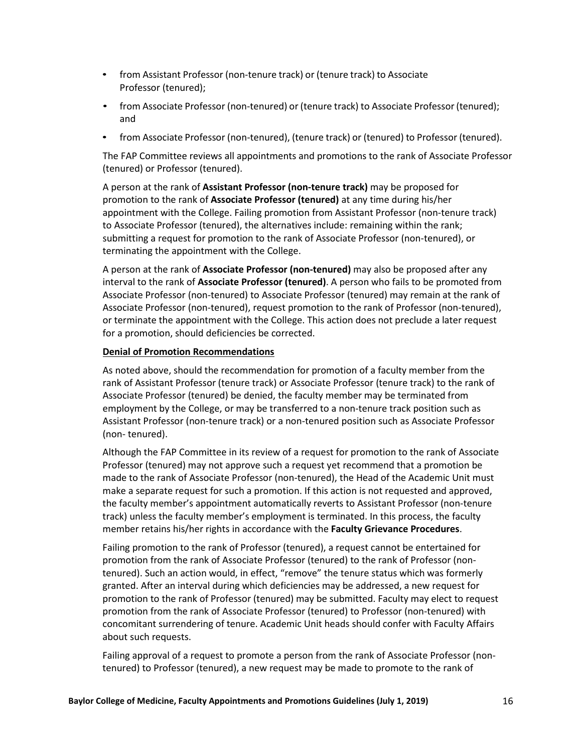- from Assistant Professor (non-tenure track) or (tenure track) to Associate Professor (tenured);
- from Associate Professor (non-tenured) or (tenure track) to Associate Professor (tenured); and
- from Associate Professor (non-tenured), (tenure track) or (tenured) to Professor (tenured).

The FAP Committee reviews all appointments and promotions to the rank of Associate Professor (tenured) or Professor (tenured).

A person at the rank of **Assistant Professor (non-tenure track)** may be proposed for promotion to the rank of **Associate Professor (tenured)** at any time during his/her appointment with the College. Failing promotion from Assistant Professor (non-tenure track) to Associate Professor (tenured), the alternatives include: remaining within the rank; submitting a request for promotion to the rank of Associate Professor (non-tenured), or terminating the appointment with the College.

A person at the rank of **Associate Professor (non-tenured)** may also be proposed after any interval to the rank of **Associate Professor (tenured)**. A person who fails to be promoted from Associate Professor (non-tenured) to Associate Professor (tenured) may remain at the rank of Associate Professor (non-tenured), request promotion to the rank of Professor (non-tenured), or terminate the appointment with the College. This action does not preclude a later request for a promotion, should deficiencies be corrected.

**Denial of Promotion Recommendations**

As noted above, should the recommendation for promotion of a faculty member from the rank of Assistant Professor (tenure track) or Associate Professor (tenure track) to the rank of Associate Professor (tenured) be denied, the faculty member may be terminated from employment by the College, or may be transferred to a non-tenure track position such as Assistant Professor (non-tenure track) or a non-tenured position such as Associate Professor (non- tenured).

Although the FAP Committee in its review of a request for promotion to the rank of Associate Professor (tenured) may not approve such a request yet recommend that a promotion be made to the rank of Associate Professor (non-tenured), the Head of the Academic Unit must make a separate request for such a promotion. If this action is not requested and approved, the faculty member's appointment automatically reverts to Assistant Professor (non-tenure track) unless the faculty member's employment is terminated. In this process, the faculty member retains his/her rights in accordance with the **Faculty Grievance Procedures**.

Failing promotion to the rank of Professor (tenured), a request cannot be entertained for promotion from the rank of Associate Professor (tenured) to the rank of Professor (non-tenured). Such an action would, in effect, "remove" the tenure status which was formerly granted. After an interval during which deficiencies may be addressed, a new request for promotion to the rank of Professor (tenured) may be submitted. Faculty may elect to request promotion from the rank of Associate Professor (tenured) to Professor (non-tenured) with concomitant surrendering of tenure. Academic Unit heads should confer with Faculty Affairs about such requests.

Failing approval of a request to promote a person from the rank of Associate Professor (non-tenured) to Professor (tenured), a new request may be made to promote to the rank of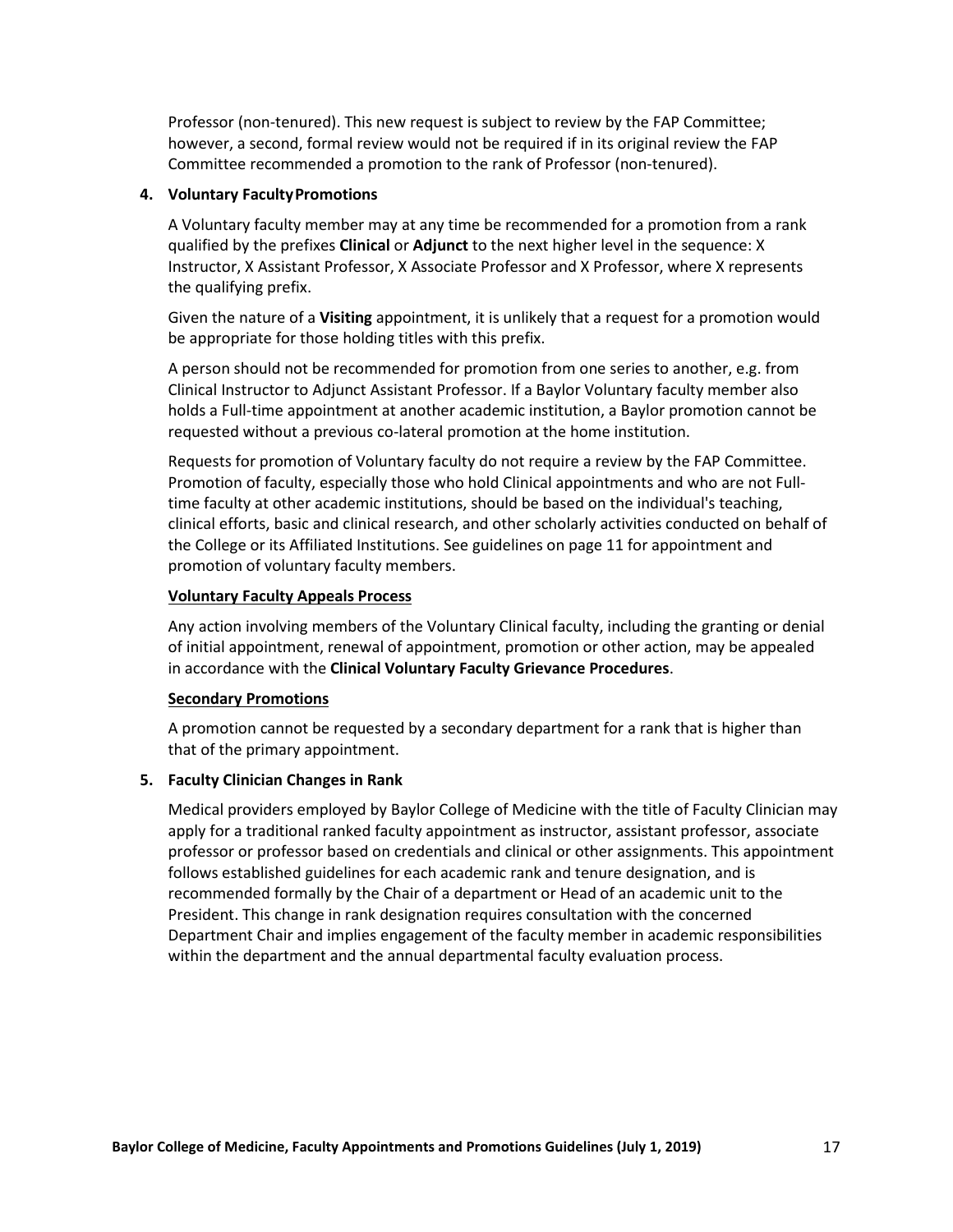Professor (non-tenured). This new request is subject to review by the FAP Committee; however, a second, formal review would not be required if in its original review the FAP Committee recommended a promotion to the rank of Professor (non-tenured).

**4. Voluntary Faculty Promotions**

A Voluntary faculty member may at any time be recommended for a promotion from a rank qualified by the prefixes **Clinical** or **Adjunct** to the next higher level in the sequence: X Instructor, X Assistant Professor, X Associate Professor and X Professor, where X represents the qualifying prefix.

Given the nature of a **Visiting** appointment, it is unlikely that a request for a promotion would be appropriate for those holding titles with this prefix.

A person should not be recommended for promotion from one series to another, e.g. from Clinical Instructor to Adjunct Assistant Professor. If a Baylor Voluntary faculty member also holds a Full-time appointment at another academic institution, a Baylor promotion cannot be requested without a previous co-lateral promotion at the home institution.

Requests for promotion of Voluntary faculty do not require a review by the FAP Committee. Promotion of faculty, especially those who hold Clinical appointments and who are not Full-time faculty at other academic institutions, should be based on the individual's teaching, clinical efforts, basic and clinical research, and other scholarly activities conducted on behalf of the College or its Affiliated Institutions. See guidelines on page 11 for appointment and promotion of voluntary faculty members.

**Voluntary Faculty Appeals Process**

Any action involving members of the Voluntary Clinical faculty, including the granting or denial of initial appointment, renewal of appointment, promotion or other action, may be appealed in accordance with the **Clinical Voluntary Faculty Grievance Procedures**.

**Secondary Promotions**

A promotion cannot be requested by a secondary department for a rank that is higher than that of the primary appointment.

**5. Faculty Clinician Changes in Rank**

Medical providers employed by Baylor College of Medicine with the title of Faculty Clinician may apply for a traditional ranked faculty appointment as instructor, assistant professor, associate professor or professor based on credentials and clinical or other assignments. This appointment follows established guidelines for each academic rank and tenure designation, and is recommended formally by the Chair of a department or Head of an academic unit to the President. This change in rank designation requires consultation with the concerned Department Chair and implies engagement of the faculty member in academic responsibilities within the department and the annual departmental faculty evaluation process.